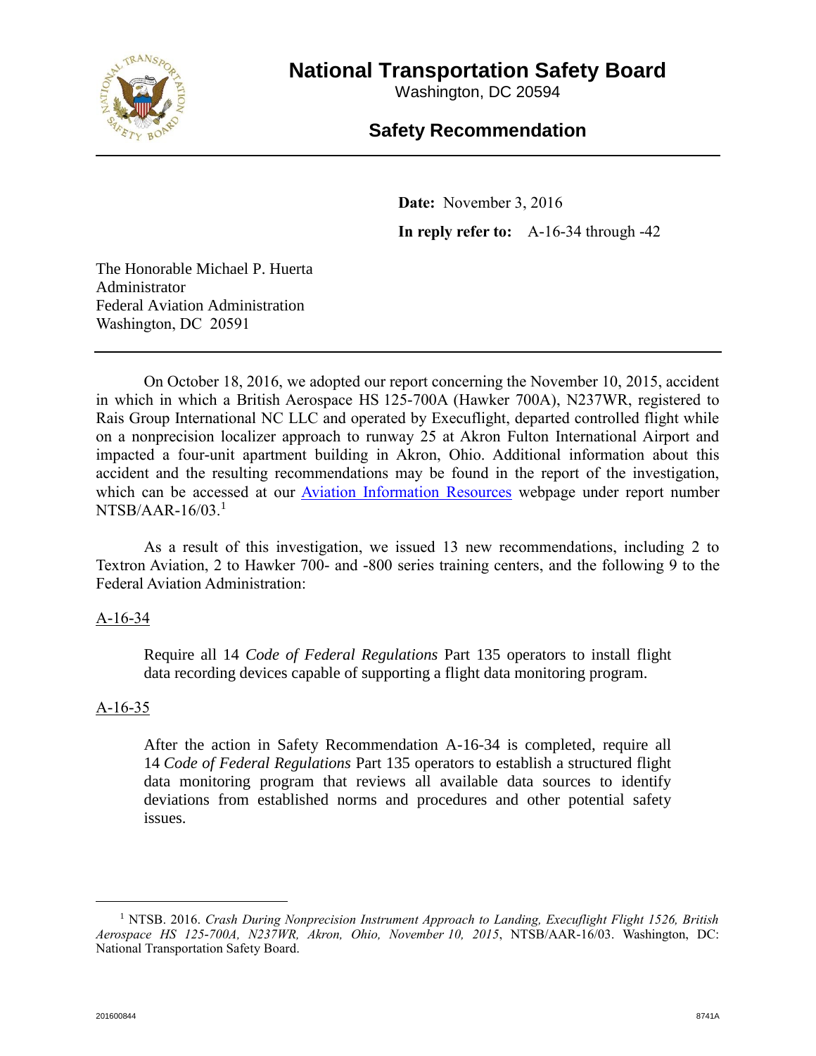# National Transportation Safety Board

Washington, DC 20594

## Safety Recommendation

**Date:** November 3, 2016

**In reply refer to:** A-16-34 through -42

The Honorable Michael P. Huerta
Administrator
Federal Aviation Administration
Washington, DC 20591

---

On October 18, 2016, we adopted our report concerning the November 10, 2015, accident in which in which a British Aerospace HS 125-700A (Hawker 700A), N237WR, registered to Rais Group International NC LLC and operated by Execuflight, departed controlled flight while on a nonprecision localizer approach to runway 25 at Akron Fulton International Airport and impacted a four-unit apartment building in Akron, Ohio. Additional information about this accident and the resulting recommendations may be found in the report of the investigation, which can be accessed at our Aviation Information Resources webpage under report number NTSB/AAR-16/03.[1]

As a result of this investigation, we issued 13 new recommendations, including 2 to Textron Aviation, 2 to Hawker 700- and -800 series training centers, and the following 9 to the Federal Aviation Administration:

A-16-34

> Require all 14 *Code of Federal Regulations* Part 135 operators to install flight data recording devices capable of supporting a flight data monitoring program.

A-16-35

> After the action in Safety Recommendation A-16-34 is completed, require all 14 *Code of Federal Regulations* Part 135 operators to establish a structured flight data monitoring program that reviews all available data sources to identify deviations from established norms and procedures and other potential safety issues.

---

[1] NTSB. 2016. *Crash During Nonprecision Instrument Approach to Landing, Execuflight Flight 1526, British Aerospace HS 125-700A, N237WR, Akron, Ohio, November 10, 2015*, NTSB/AAR-16/03. Washington, DC: National Transportation Safety Board.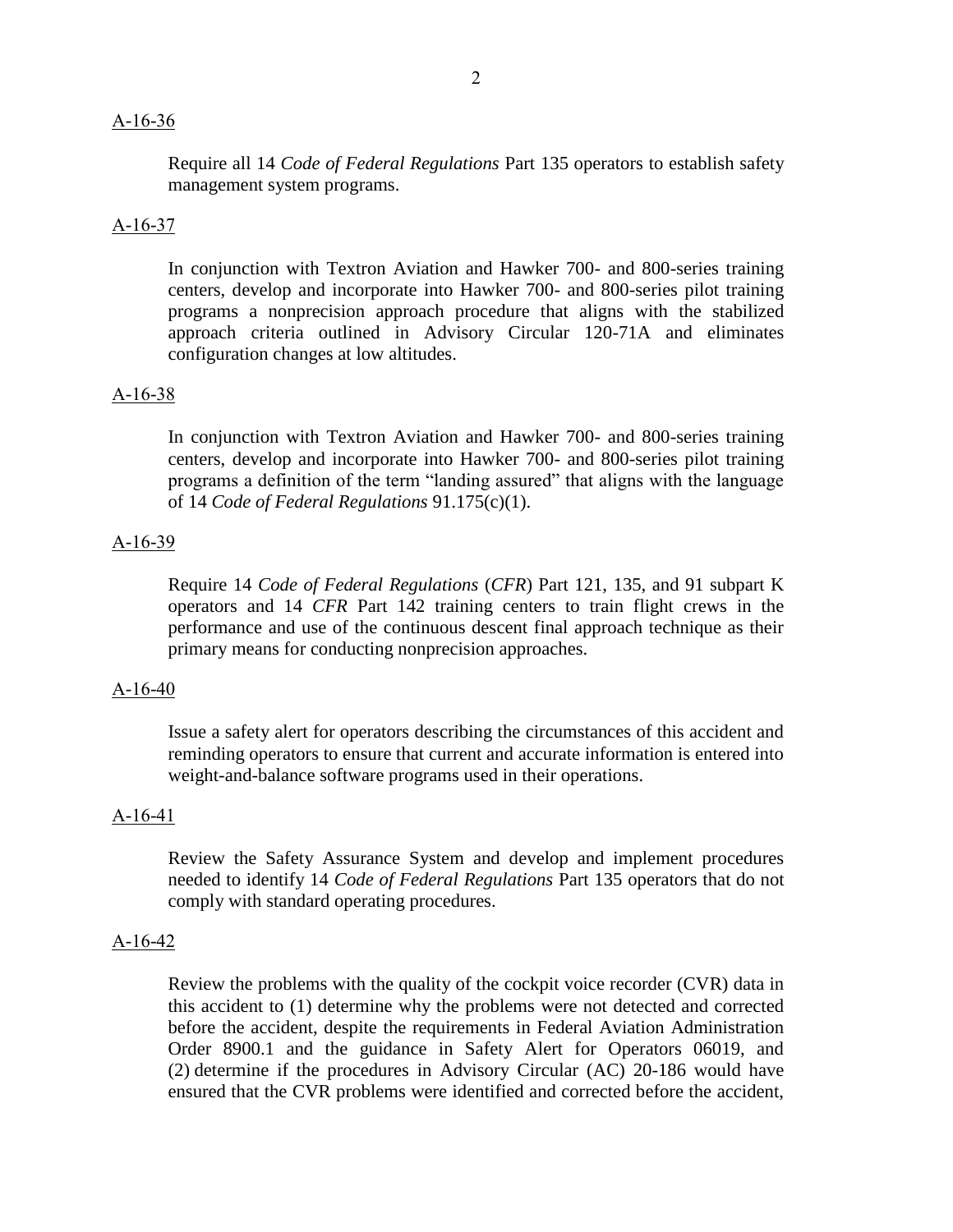A-16-36

Require all 14 *Code of Federal Regulations* Part 135 operators to establish safety management system programs.

A-16-37

In conjunction with Textron Aviation and Hawker 700- and 800-series training centers, develop and incorporate into Hawker 700- and 800-series pilot training programs a nonprecision approach procedure that aligns with the stabilized approach criteria outlined in Advisory Circular 120-71A and eliminates configuration changes at low altitudes.

A-16-38

In conjunction with Textron Aviation and Hawker 700- and 800-series training centers, develop and incorporate into Hawker 700- and 800-series pilot training programs a definition of the term "landing assured" that aligns with the language of 14 *Code of Federal Regulations* 91.175(c)(1).

A-16-39

Require 14 *Code of Federal Regulations* (*CFR*) Part 121, 135, and 91 subpart K operators and 14 *CFR* Part 142 training centers to train flight crews in the performance and use of the continuous descent final approach technique as their primary means for conducting nonprecision approaches.

A-16-40

Issue a safety alert for operators describing the circumstances of this accident and reminding operators to ensure that current and accurate information is entered into weight-and-balance software programs used in their operations.

A-16-41

Review the Safety Assurance System and develop and implement procedures needed to identify 14 *Code of Federal Regulations* Part 135 operators that do not comply with standard operating procedures.

A-16-42

Review the problems with the quality of the cockpit voice recorder (CVR) data in this accident to (1) determine why the problems were not detected and corrected before the accident, despite the requirements in Federal Aviation Administration Order 8900.1 and the guidance in Safety Alert for Operators 06019, and (2) determine if the procedures in Advisory Circular (AC) 20-186 would have ensured that the CVR problems were identified and corrected before the accident,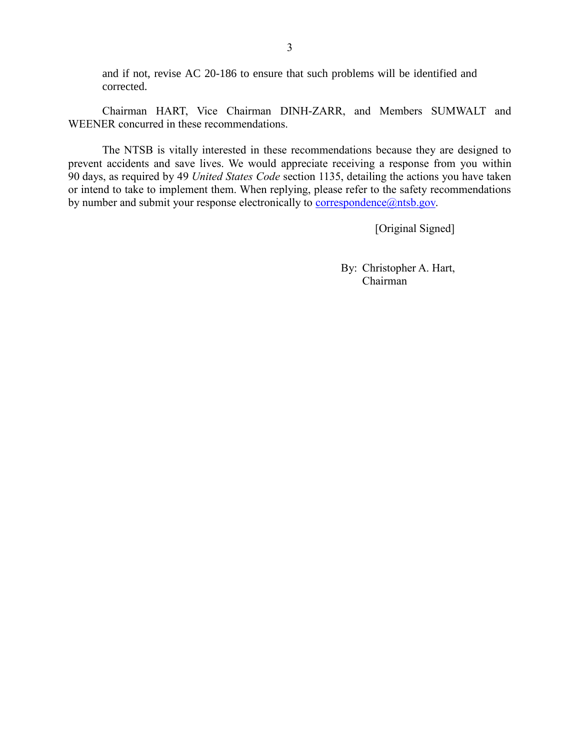and if not, revise AC 20-186 to ensure that such problems will be identified and corrected.

Chairman HART, Vice Chairman DINH-ZARR, and Members SUMWALT and WEENER concurred in these recommendations.

The NTSB is vitally interested in these recommendations because they are designed to prevent accidents and save lives. We would appreciate receiving a response from you within 90 days, as required by 49 *United States Code* section 1135, detailing the actions you have taken or intend to take to implement them. When replying, please refer to the safety recommendations by number and submit your response electronically to correspondence@ntsb.gov.

[Original Signed]

By: Christopher A. Hart,
Chairman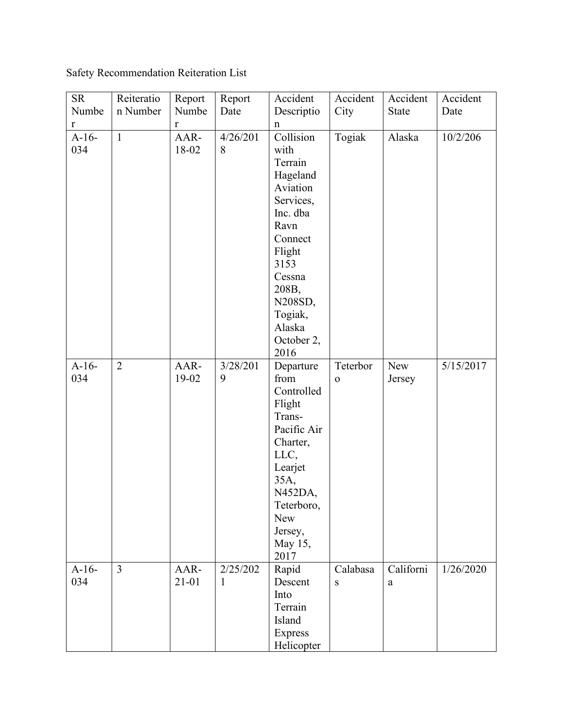Safety Recommendation Reiteration List

| SR Number | Reiteration Number | Report Number | Report Date | Accident Description | Accident City | Accident State | Accident Date |
|---|---|---|---|---|---|---|---|
| A-16-034 | 1 | AAR-18-02 | 4/26/2018 | Collision with Terrain Hageland Aviation Services, Inc. dba Ravn Connect Flight 3153 Cessna 208B, N208SD, Togiak, Alaska October 2, 2016 | Togiak | Alaska | 10/2/206 |
| A-16-034 | 2 | AAR-19-02 | 3/28/2019 | Departure from Controlled Flight Trans-Pacific Air Charter, LLC, Learjet 35A, N452DA, Teterboro, New Jersey, May 15, 2017 | Teterboro | New Jersey | 5/15/2017 |
| A-16-034 | 3 | AAR-21-01 | 2/25/2021 | Rapid Descent Into Terrain Island Express Helicopter | Calabasas | California | 1/26/2020 |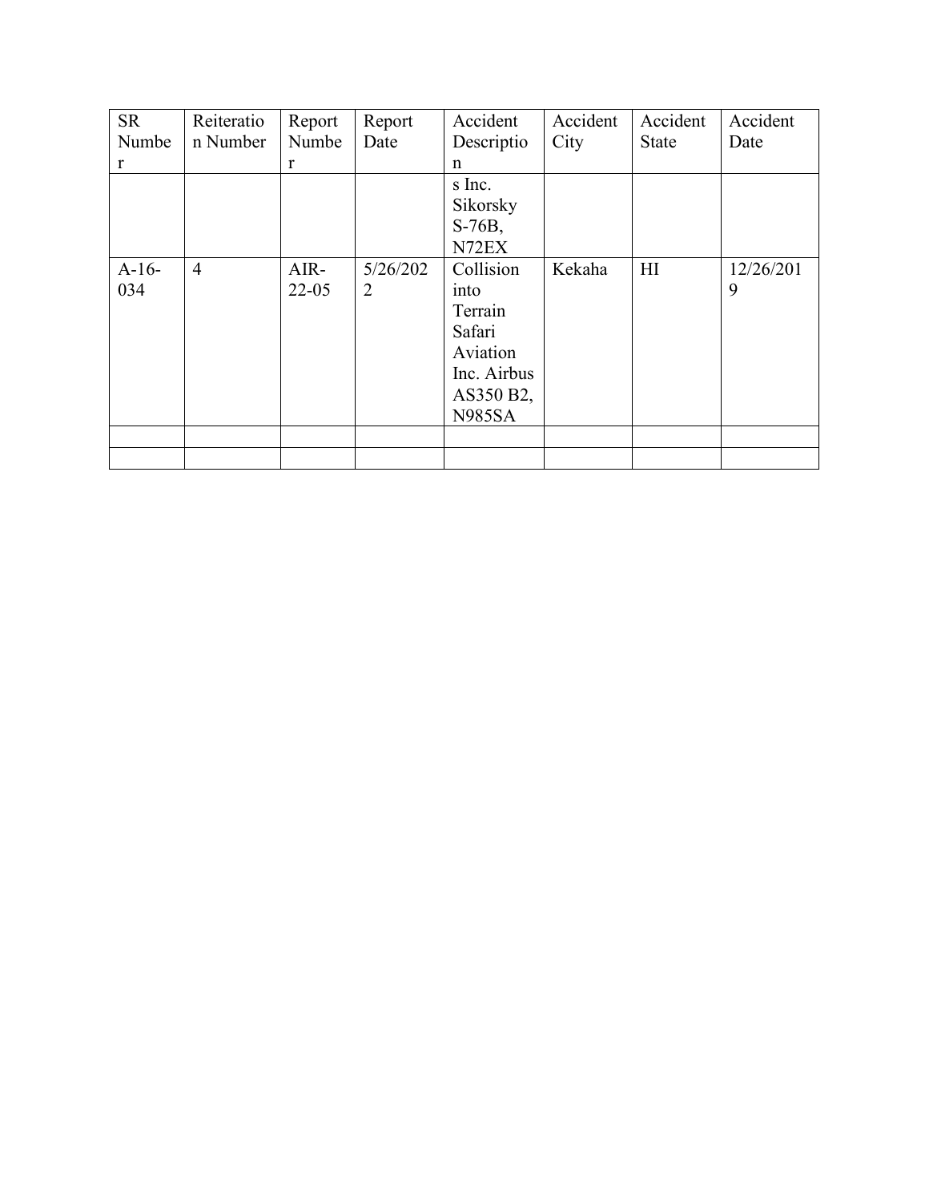| SR Number | Reiteration Number | Report Number | Report Date | Accident Description | Accident City | Accident State | Accident Date |
|---|---|---|---|---|---|---|---|
| | | | | s Inc. Sikorsky S-76B, N72EX | | | |
| A-16-034 | 4 | AIR-22-05 | 5/26/2022 | Collision into Terrain Safari Aviation Inc. Airbus AS350 B2, N985SA | Kekaha | HI | 12/26/2019 |
| | | | | | | | |
| | | | | | | | |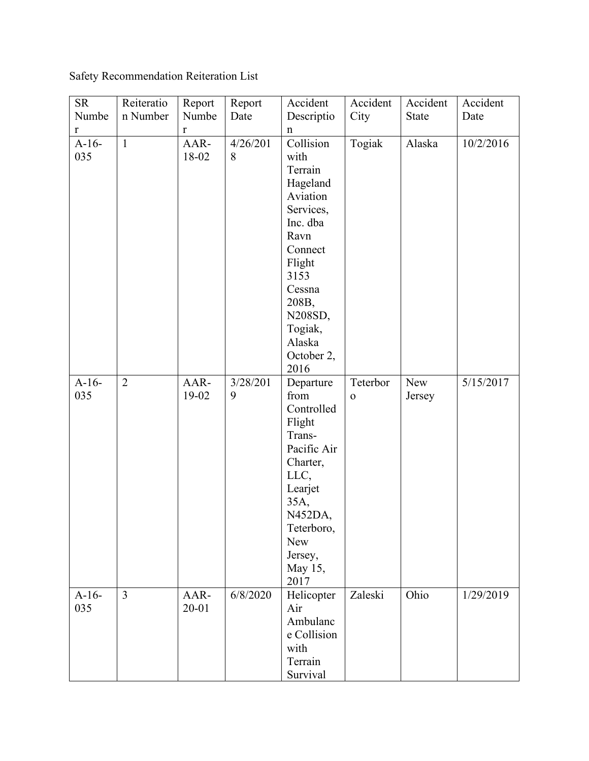Safety Recommendation Reiteration List

| SR Number | Reiteration Number | Report Number | Report Date | Accident Description | Accident City | Accident State | Accident Date |
|---|---|---|---|---|---|---|---|
| A-16-035 | 1 | AAR-18-02 | 4/26/2018 | Collision with Terrain Hageland Aviation Services, Inc. dba Ravn Connect Flight 3153 Cessna 208B, N208SD, Togiak, Alaska October 2, 2016 | Togiak | Alaska | 10/2/2016 |
| A-16-035 | 2 | AAR-19-02 | 3/28/2019 | Departure from Controlled Flight Trans-Pacific Air Charter, LLC, Learjet 35A, N452DA, Teterboro, New Jersey, May 15, 2017 | Teterboro | New Jersey | 5/15/2017 |
| A-16-035 | 3 | AAR-20-01 | 6/8/2020 | Helicopter Air Ambulance Collision with Terrain Survival | Zaleski | Ohio | 1/29/2019 |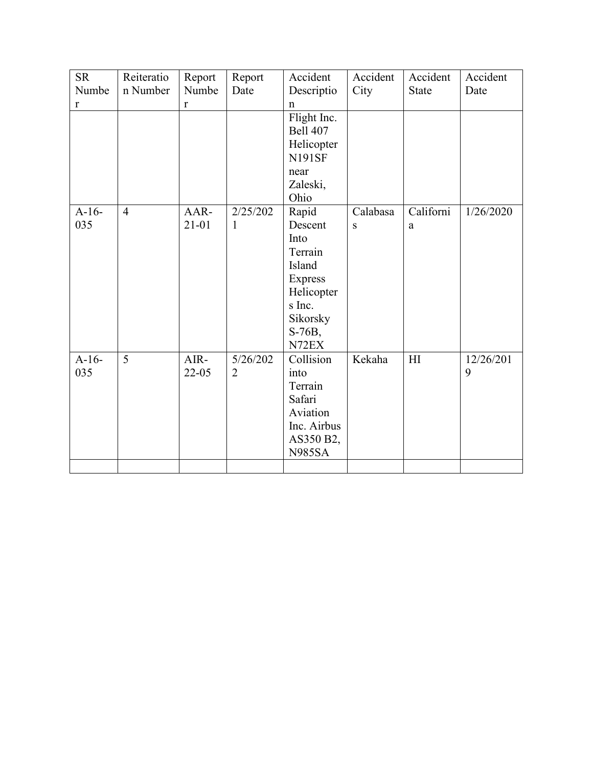| SR Number | Reiteration Number | Report Number | Report Date | Accident Description | Accident City | Accident State | Accident Date |
|---|---|---|---|---|---|---|---|
| | | | | Flight Inc. Bell 407 Helicopter N191SF near Zaleski, Ohio | | | |
| A-16-035 | 4 | AAR-21-01 | 2/25/2021 | Rapid Descent Into Terrain Island Express Helicopters Inc. Sikorsky S-76B, N72EX | Calabasas | California | 1/26/2020 |
| A-16-035 | 5 | AIR-22-05 | 5/26/2022 | Collision into Terrain Safari Aviation Inc. Airbus AS350 B2, N985SA | Kekaha | HI | 12/26/2019 |
| | | | | | | | |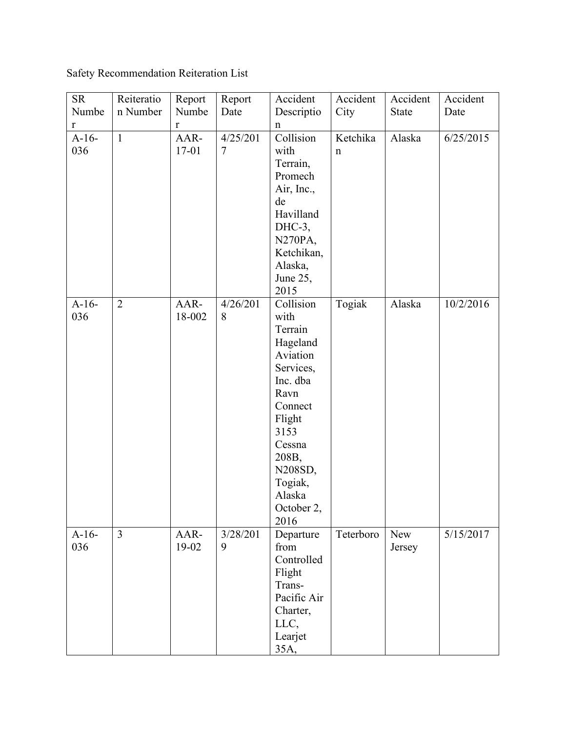Safety Recommendation Reiteration List

| SR Number | Reiteration Number | Report Number | Report Date | Accident Description | Accident City | Accident State | Accident Date |
|---|---|---|---|---|---|---|---|
| A-16-036 | 1 | AAR-17-01 | 4/25/2017 | Collision with Terrain, Promech Air, Inc., de Havilland DHC-3, N270PA, Ketchikan, Alaska, June 25, 2015 | Ketchikan | Alaska | 6/25/2015 |
| A-16-036 | 2 | AAR-18-002 | 4/26/2018 | Collision with Terrain Hageland Aviation Services, Inc. dba Ravn Connect Flight 3153 Cessna 208B, N208SD, Togiak, Alaska October 2, 2016 | Togiak | Alaska | 10/2/2016 |
| A-16-036 | 3 | AAR-19-02 | 3/28/2019 | Departure from Controlled Flight Trans-Pacific Air Charter, LLC, Learjet 35A, | Teterboro | New Jersey | 5/15/2017 |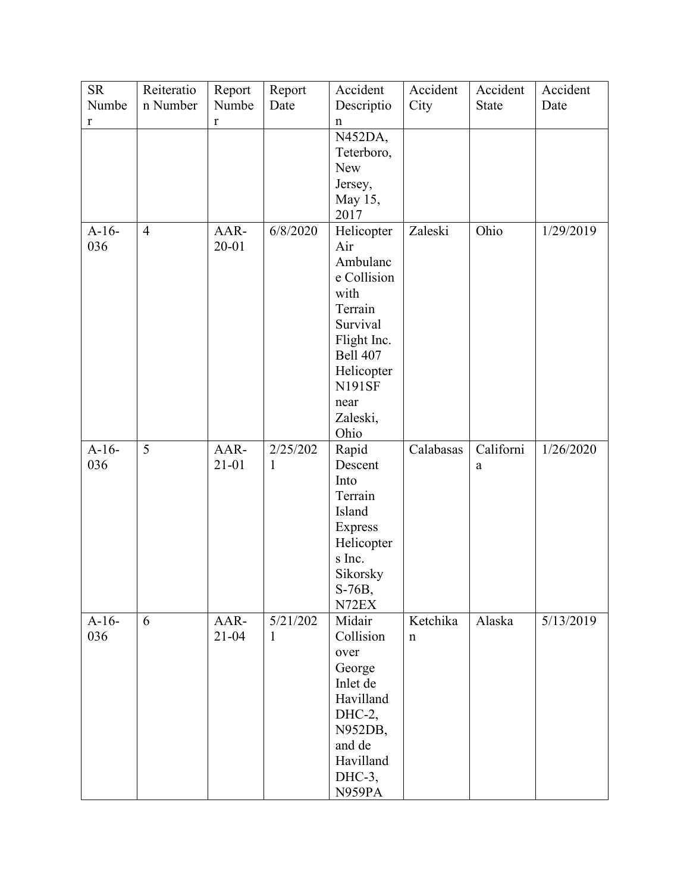| SR Number | Reiteration Number | Report Number | Report Date | Accident Description | Accident City | Accident State | Accident Date |
|---|---|---|---|---|---|---|---|
| | | | | N452DA, Teterboro, New Jersey, May 15, 2017 | | | |
| A-16-036 | 4 | AAR-20-01 | 6/8/2020 | Helicopter Air Ambulance Collision with Terrain Survival Flight Inc. Bell 407 Helicopter N191SF near Zaleski, Ohio | Zaleski | Ohio | 1/29/2019 |
| A-16-036 | 5 | AAR-21-01 | 2/25/2021 | Rapid Descent Into Terrain Island Express Helicopters Inc. Sikorsky S-76B, N72EX | Calabasas | California | 1/26/2020 |
| A-16-036 | 6 | AAR-21-04 | 5/21/2021 | Midair Collision over George Inlet de Havilland DHC-2, N952DB, and de Havilland DHC-3, N959PA | Ketchikan | Alaska | 5/13/2019 |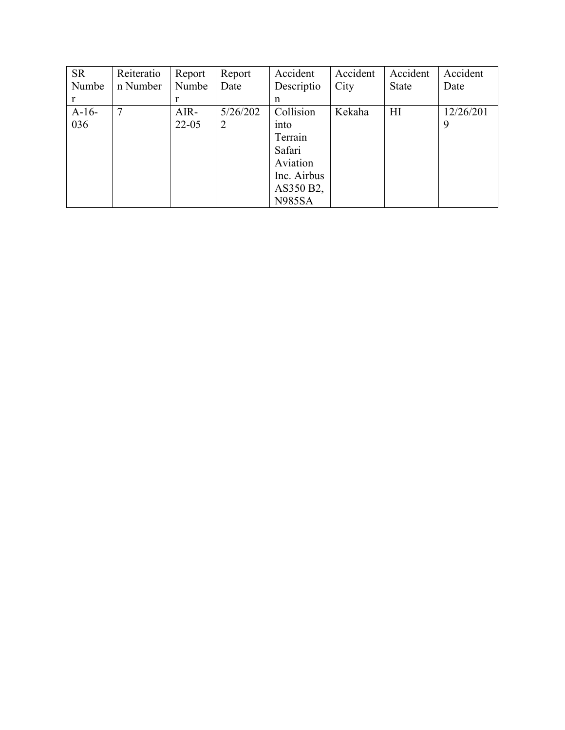| SR Number | Reiteration Number | Report Number | Report Date | Accident Description | Accident City | Accident State | Accident Date |
| --- | --- | --- | --- | --- | --- | --- | --- |
| A-16-036 | 7 | AIR-22-05 | 5/26/2022 | Collision into Terrain Safari Aviation Inc. Airbus AS350 B2, N985SA | Kekaha | HI | 12/26/2019 |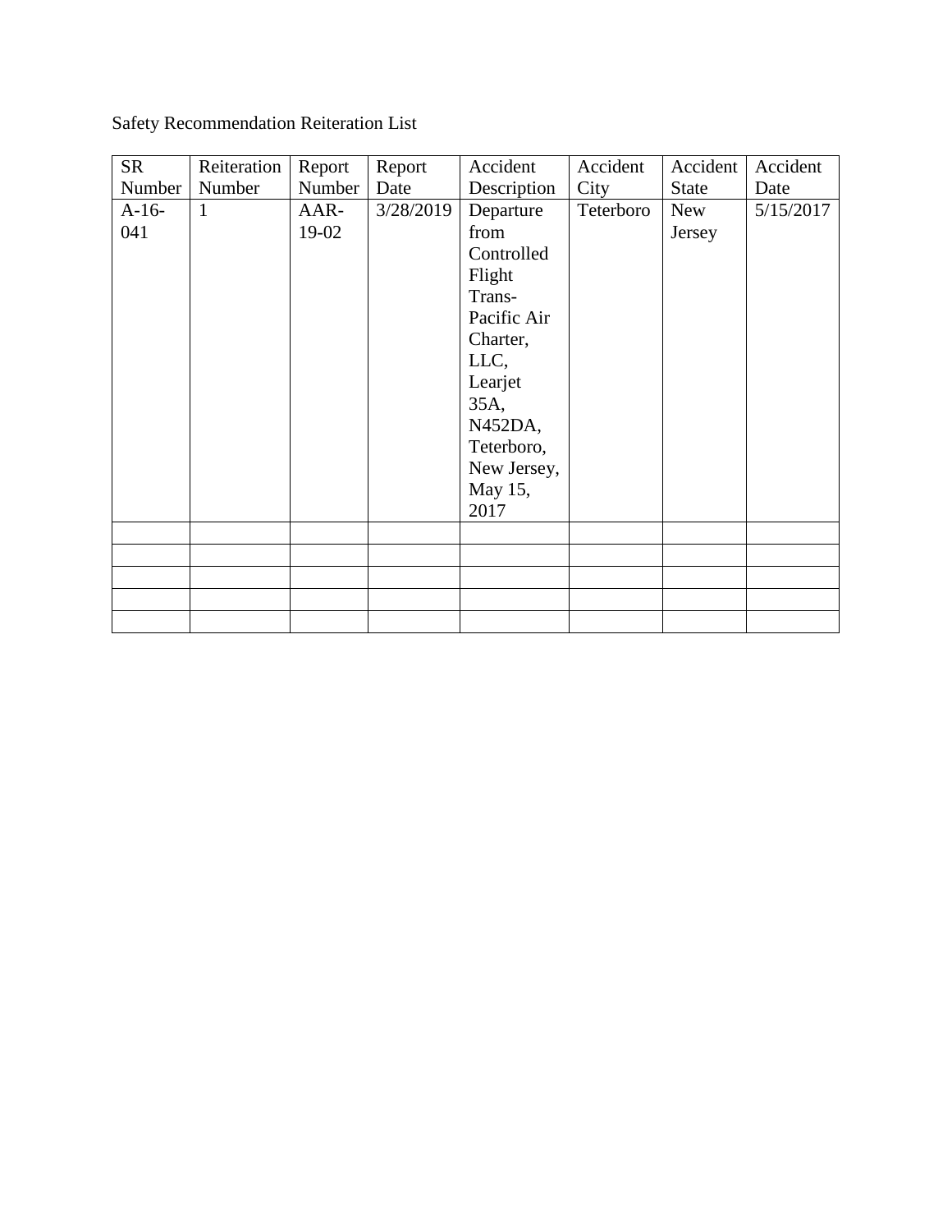Safety Recommendation Reiteration List

| SR Number | Reiteration Number | Report Number | Report Date | Accident Description | Accident City | Accident State | Accident Date |
|---|---|---|---|---|---|---|---|
| A-16-041 | 1 | AAR-19-02 | 3/28/2019 | Departure from Controlled Flight Trans-Pacific Air Charter, LLC, Learjet 35A, N452DA, Teterboro, New Jersey, May 15, 2017 | Teterboro | New Jersey | 5/15/2017 |
| | | | | | | | |
| | | | | | | | |
| | | | | | | | |
| | | | | | | | |
| | | | | | | | |